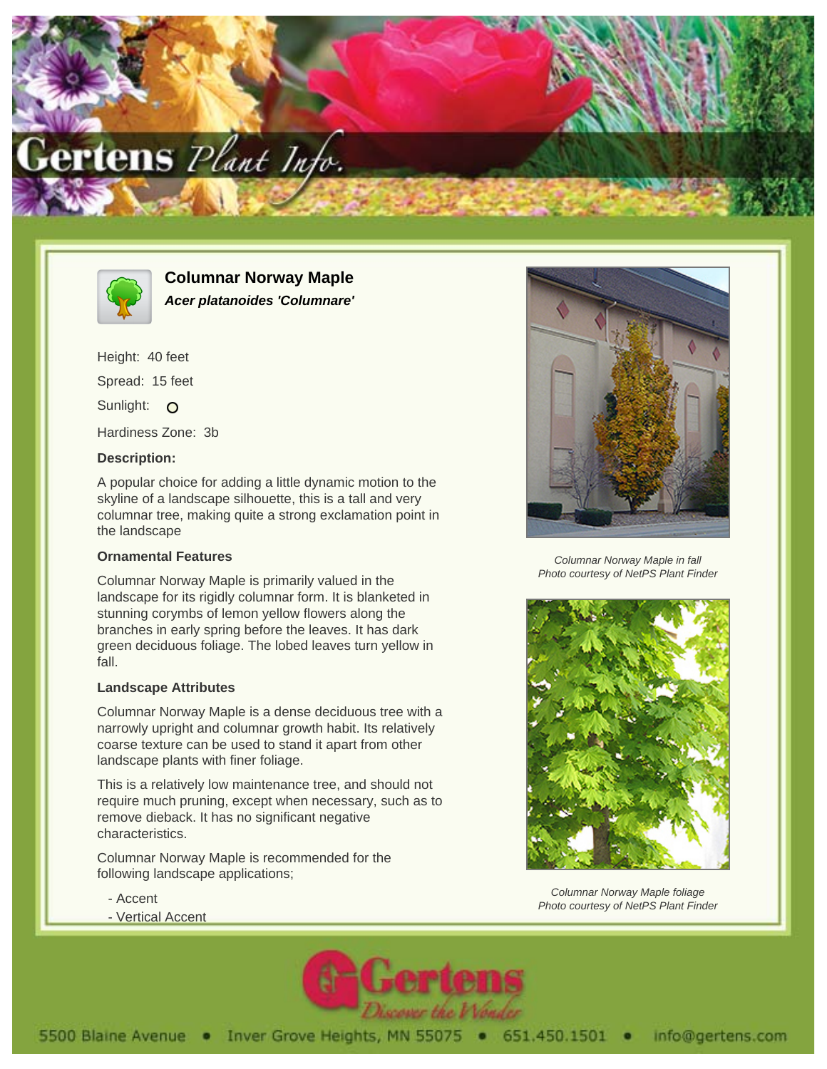# Columnar Norway Maple

***Acer platanoides 'Columnare'***

Height: 40 feet

Spread: 15 feet

Sunlight: O

Hardiness Zone: 3b

### Description:

A popular choice for adding a little dynamic motion to the skyline of a landscape silhouette, this is a tall and very columnar tree, making quite a strong exclamation point in the landscape

### Ornamental Features

Columnar Norway Maple is primarily valued in the landscape for its rigidly columnar form. It is blanketed in stunning corymbs of lemon yellow flowers along the branches in early spring before the leaves. It has dark green deciduous foliage. The lobed leaves turn yellow in fall.

### Landscape Attributes

Columnar Norway Maple is a dense deciduous tree with a narrowly upright and columnar growth habit. Its relatively coarse texture can be used to stand it apart from other landscape plants with finer foliage.

This is a relatively low maintenance tree, and should not require much pruning, except when necessary, such as to remove dieback. It has no significant negative characteristics.

Columnar Norway Maple is recommended for the following landscape applications;

- Accent
- Vertical Accent

*Columnar Norway Maple in fall*
*Photo courtesy of NetPS Plant Finder*

*Columnar Norway Maple foliage*
*Photo courtesy of NetPS Plant Finder*

5500 Blaine Avenue • Inver Grove Heights, MN 55075 • 651.450.1501 • info@gertens.com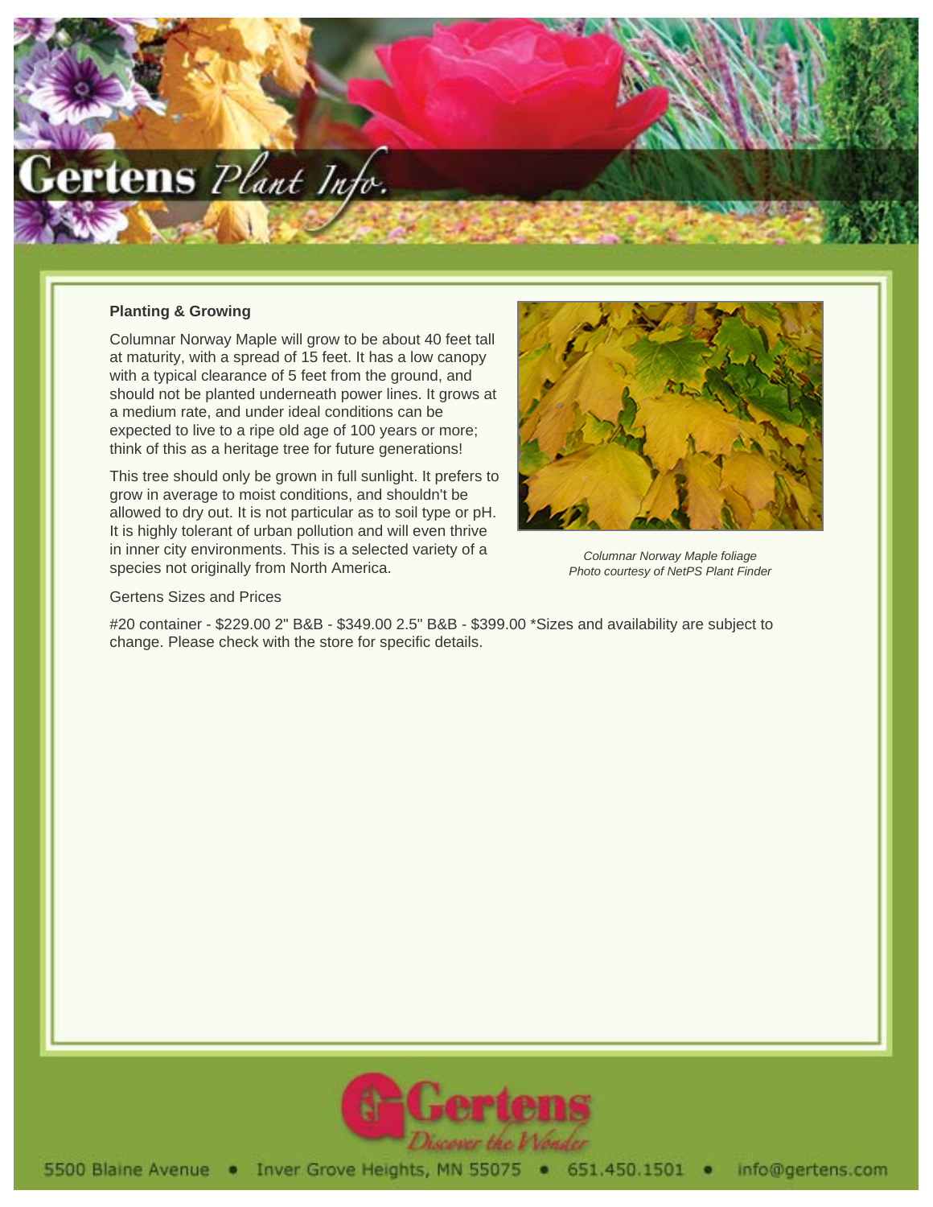## Planting & Growing

Columnar Norway Maple will grow to be about 40 feet tall at maturity, with a spread of 15 feet. It has a low canopy with a typical clearance of 5 feet from the ground, and should not be planted underneath power lines. It grows at a medium rate, and under ideal conditions can be expected to live to a ripe old age of 100 years or more; think of this as a heritage tree for future generations!

This tree should only be grown in full sunlight. It prefers to grow in average to moist conditions, and shouldn't be allowed to dry out. It is not particular as to soil type or pH. It is highly tolerant of urban pollution and will even thrive in inner city environments. This is a selected variety of a species not originally from North America.

*Columnar Norway Maple foliage*
*Photo courtesy of NetPS Plant Finder*

Gertens Sizes and Prices

#20 container - $229.00 2" B&B - $349.00 2.5" B&B - $399.00 *Sizes and availability are subject to change. Please check with the store for specific details.